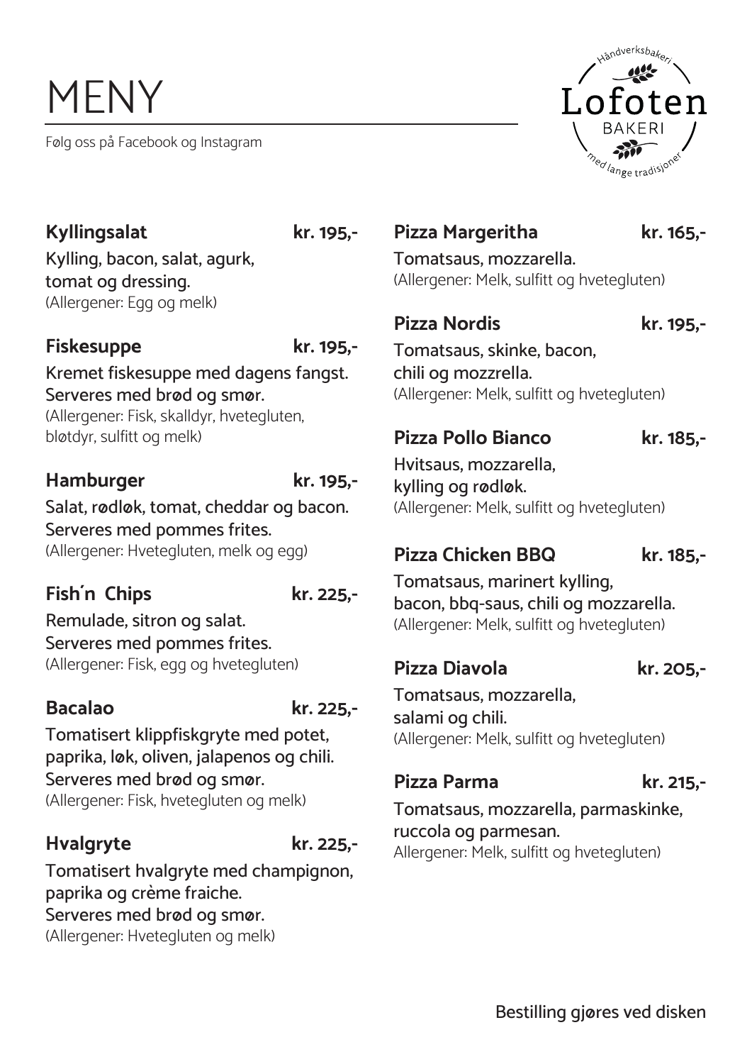# MENY

Følg oss på Facebook og Instagram

Håndverksbakeri
Lofoten
BAKERI
med lange tradisjoner

**Kyllingsalat** **kr. 195,-**

Kylling, bacon, salat, agurk, tomat og dressing.
(Allergener: Egg og melk)

**Fiskesuppe** **kr. 195,-**

Kremet fiskesuppe med dagens fangst. Serveres med brød og smør.
(Allergener: Fisk, skalldyr, hvetegluten, bløtdyr, sulfitt og melk)

**Hamburger** **kr. 195,-**

Salat, rødløk, tomat, cheddar og bacon. Serveres med pommes frites.
(Allergener: Hvetegluten, melk og egg)

**Fish´n Chips** **kr. 225,-**

Remulade, sitron og salat. Serveres med pommes frites.
(Allergener: Fisk, egg og hvetegluten)

**Bacalao** **kr. 225,-**

Tomatisert klippfiskgryte med potet, paprika, løk, oliven, jalapenos og chili. Serveres med brød og smør.
(Allergener: Fisk, hvetegluten og melk)

**Hvalgryte** **kr. 225,-**

Tomatisert hvalgryte med champignon, paprika og crème fraiche. Serveres med brød og smør.
(Allergener: Hvetegluten og melk)

**Pizza Margeritha** **kr. 165,-**

Tomatsaus, mozzarella.
(Allergener: Melk, sulfitt og hvetegluten)

**Pizza Nordis** **kr. 195,-**

Tomatsaus, skinke, bacon, chili og mozzrella.
(Allergener: Melk, sulfitt og hvetegluten)

**Pizza Pollo Bianco** **kr. 185,-**

Hvitsaus, mozzarella, kylling og rødløk.
(Allergener: Melk, sulfitt og hvetegluten)

**Pizza Chicken BBQ** **kr. 185,-**

Tomatsaus, marinert kylling, bacon, bbq-saus, chili og mozzarella.
(Allergener: Melk, sulfitt og hvetegluten)

**Pizza Diavola** **kr. 205,-**

Tomatsaus, mozzarella, salami og chili.
(Allergener: Melk, sulfitt og hvetegluten)

**Pizza Parma** **kr. 215,-**

Tomatsaus, mozzarella, parmaskinke, ruccola og parmesan.
Allergener: Melk, sulfitt og hvetegluten)

Bestilling gjøres ved disken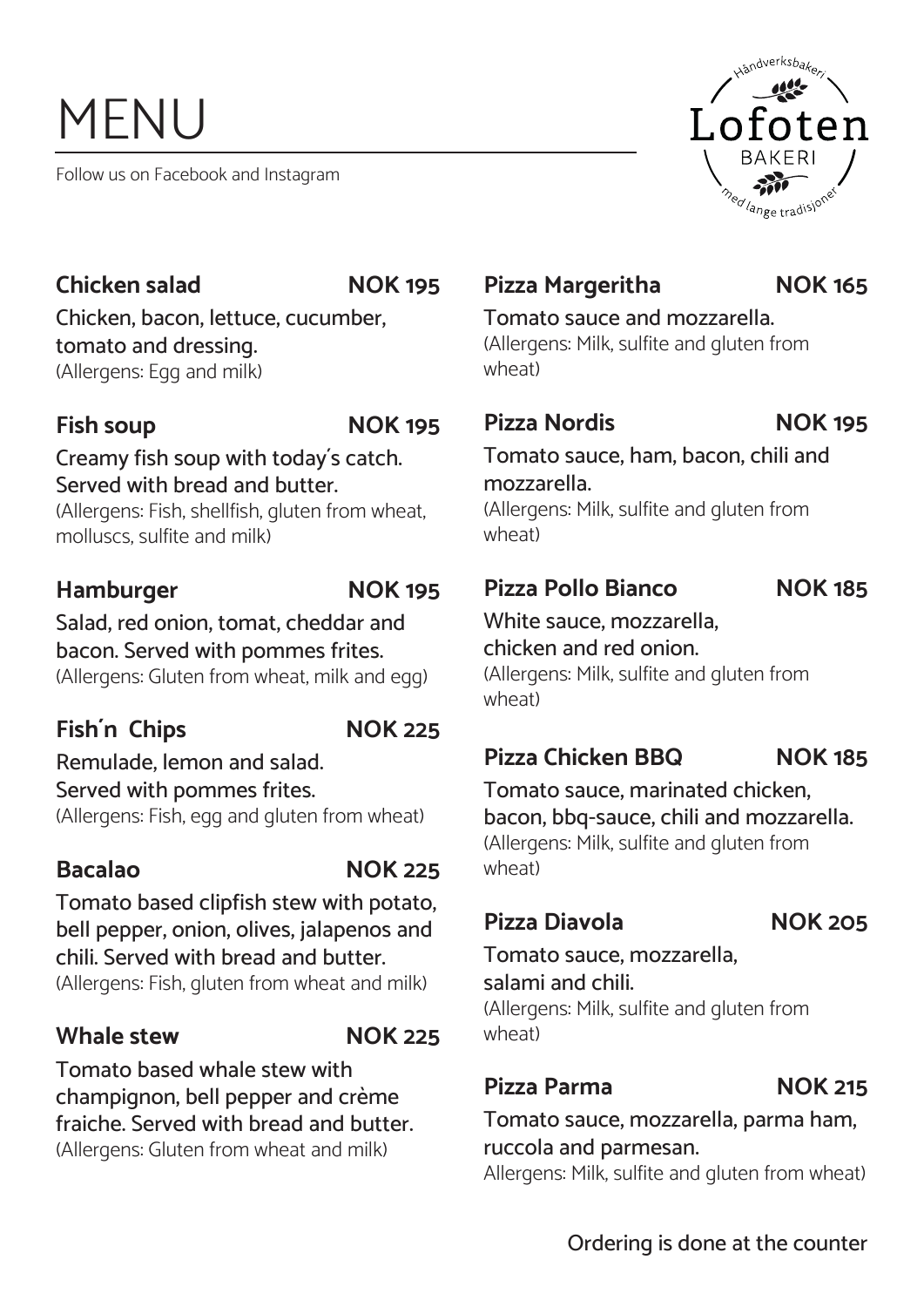# MENU

Follow us on Facebook and Instagram

Lofoten BAKERI — Håndverksbakeri — med lange tradisjoner

**Chicken salad** **NOK 195**

Chicken, bacon, lettuce, cucumber, tomato and dressing.
(Allergens: Egg and milk)

**Fish soup** **NOK 195**

Creamy fish soup with today´s catch. Served with bread and butter.
(Allergens: Fish, shellfish, gluten from wheat, molluscs, sulfite and milk)

**Hamburger** **NOK 195**

Salad, red onion, tomat, cheddar and bacon. Served with pommes frites.
(Allergens: Gluten from wheat, milk and egg)

**Fish´n Chips** **NOK 225**

Remulade, lemon and salad. Served with pommes frites.
(Allergens: Fish, egg and gluten from wheat)

**Bacalao** **NOK 225**

Tomato based clipfish stew with potato, bell pepper, onion, olives, jalapenos and chili. Served with bread and butter.
(Allergens: Fish, gluten from wheat and milk)

**Whale stew** **NOK 225**

Tomato based whale stew with champignon, bell pepper and crème fraiche. Served with bread and butter.
(Allergens: Gluten from wheat and milk)

**Pizza Margeritha** **NOK 165**

Tomato sauce and mozzarella.
(Allergens: Milk, sulfite and gluten from wheat)

**Pizza Nordis** **NOK 195**

Tomato sauce, ham, bacon, chili and mozzarella.
(Allergens: Milk, sulfite and gluten from wheat)

**Pizza Pollo Bianco** **NOK 185**

White sauce, mozzarella, chicken and red onion.
(Allergens: Milk, sulfite and gluten from wheat)

**Pizza Chicken BBQ** **NOK 185**

Tomato sauce, marinated chicken, bacon, bbq-sauce, chili and mozzarella.
(Allergens: Milk, sulfite and gluten from wheat)

**Pizza Diavola** **NOK 205**

Tomato sauce, mozzarella, salami and chili.
(Allergens: Milk, sulfite and gluten from wheat)

**Pizza Parma** **NOK 215**

Tomato sauce, mozzarella, parma ham, ruccola and parmesan.
Allergens: Milk, sulfite and gluten from wheat)

Ordering is done at the counter